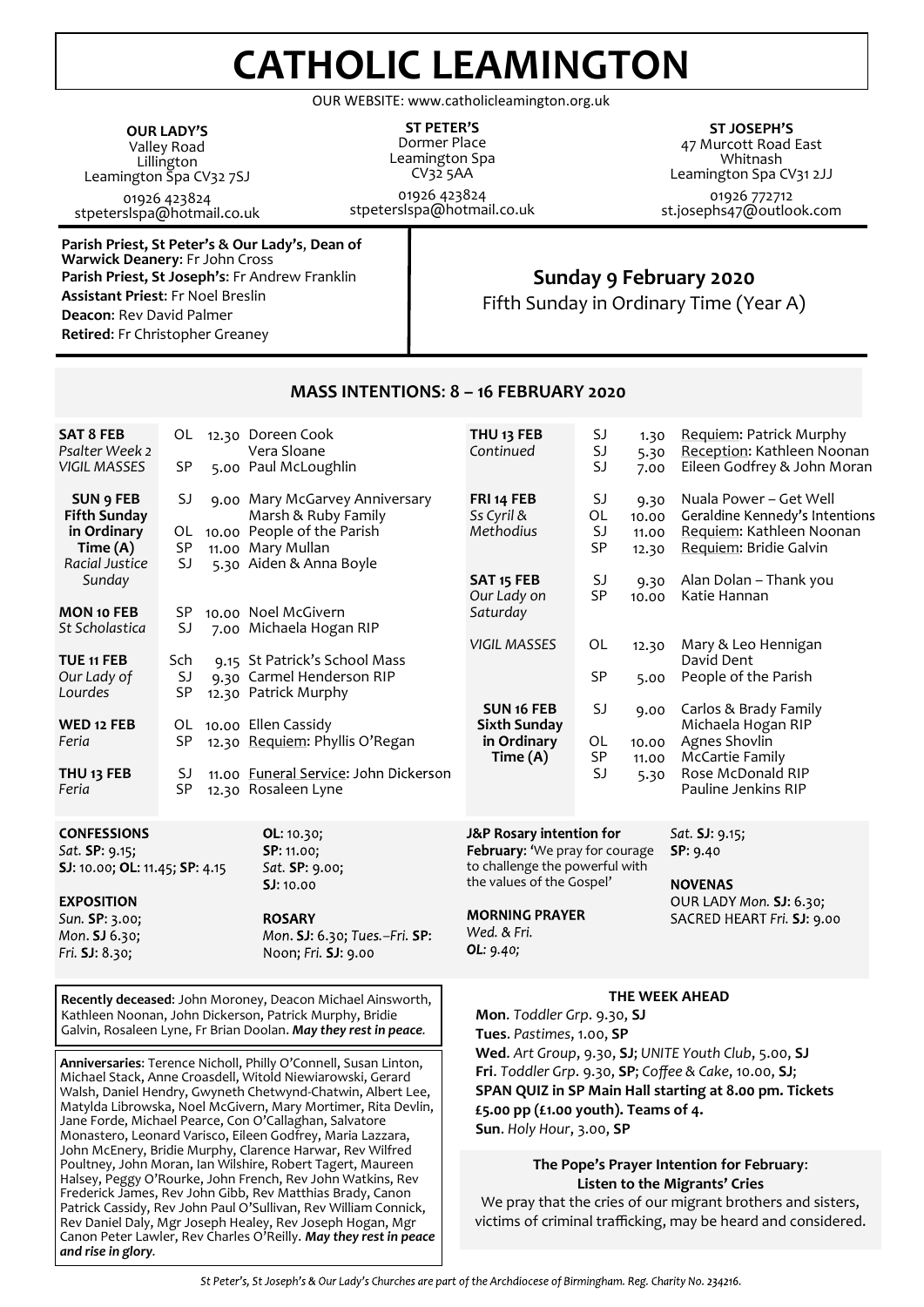# CATHOLIC LEAMINGTON

OUR WEBSITE: www.catholicleamington.org.uk

**OUR LADY'S**
Valley Road
Lillington
Leamington Spa CV32 7SJ
01926 423824
stpeterslspa@hotmail.co.uk

**ST PETER'S**
Dormer Place
Leamington Spa
CV32 5AA
01926 423824
stpeterslspa@hotmail.co.uk

**ST JOSEPH'S**
47 Murcott Road East
Whitnash
Leamington Spa CV31 2JJ
01926 772712
st.josephs47@outlook.com

**Parish Priest, St Peter's & Our Lady's, Dean of Warwick Deanery**: Fr John Cross
**Parish Priest, St Joseph's**: Fr Andrew Franklin
**Assistant Priest**: Fr Noel Breslin
**Deacon**: Rev David Palmer
**Retired**: Fr Christopher Greaney

## Sunday 9 February 2020

Fifth Sunday in Ordinary Time (Year A)

## MASS INTENTIONS: 8 – 16 FEBRUARY 2020

| Day | Church | Time | Intention |
|---|---|---|---|
| **SAT 8 FEB** *Psalter Week 2* *VIGIL MASSES* | OL | 12.30 | Doreen Cook; Vera Sloane |
| | SP | 5.00 | Paul McLoughlin |
| **SUN 9 FEB Fifth Sunday in Ordinary Time (A)** *Racial Justice Sunday* | SJ | 9.00 | Mary McGarvey Anniversary; Marsh & Ruby Family |
| | OL | 10.00 | People of the Parish |
| | SP | 11.00 | Mary Mullan |
| | SJ | 5.30 | Aiden & Anna Boyle |
| **MON 10 FEB** *St Scholastica* | SP | 10.00 | Noel McGivern |
| | SJ | 7.00 | Michaela Hogan RIP |
| **TUE 11 FEB** *Our Lady of Lourdes* | Sch | 9.15 | St Patrick's School Mass |
| | SJ | 9.30 | Carmel Henderson RIP |
| | SP | 12.30 | Patrick Murphy |
| **WED 12 FEB** *Feria* | OL | 10.00 | Ellen Cassidy |
| | SP | 12.30 | Requiem: Phyllis O'Regan |
| **THU 13 FEB** *Feria* | SJ | 11.00 | Funeral Service: John Dickerson |
| | SP | 12.30 | Rosaleen Lyne |
| **THU 13 FEB** *Continued* | SJ | 1.30 | Requiem: Patrick Murphy |
| | SJ | 5.30 | Reception: Kathleen Noonan |
| | SJ | 7.00 | Eileen Godfrey & John Moran |
| **FRI 14 FEB** *Ss Cyril & Methodius* | SJ | 9.30 | Nuala Power – Get Well |
| | OL | 10.00 | Geraldine Kennedy's Intentions |
| | SJ | 11.00 | Requiem: Kathleen Noonan |
| | SP | 12.30 | Requiem: Bridie Galvin |
| **SAT 15 FEB** *Our Lady on Saturday* | SJ | 9.30 | Alan Dolan – Thank you |
| | SP | 10.00 | Katie Hannan |
| *VIGIL MASSES* | OL | 12.30 | Mary & Leo Hennigan; David Dent |
| | SP | 5.00 | People of the Parish |
| **SUN 16 FEB Sixth Sunday in Ordinary Time (A)** | SJ | 9.00 | Carlos & Brady Family; Michaela Hogan RIP |
| | OL | 10.00 | Agnes Shovlin |
| | SP | 11.00 | McCartie Family |
| | SJ | 5.30 | Rose McDonald RIP; Pauline Jenkins RIP |

**CONFESSIONS**
*Sat.* **SP**: 9.15;
**SJ**: 10.00; **OL**: 11.45; **SP**: 4.15

**EXPOSITION**
*Sun.* **SP**: 3.00;
*Mon.* **SJ** 6.30;
*Fri.* **SJ**: 8.30;
**OL**: 10.30;
**SP**: 11.00;
*Sat.* **SP**: 9.00;
**SJ**: 10.00

**ROSARY**
*Mon.* **SJ**: 6.30; *Tues.–Fri.* **SP**: Noon; *Fri.* **SJ**: 9.00

**J&P Rosary intention for February**: 'We pray for courage to challenge the powerful with the values of the Gospel'

**MORNING PRAYER**
*Wed. & Fri.*
**OL**: 9.40;
*Sat.* **SJ**: 9.15;
**SP**: 9.40

**NOVENAS**
OUR LADY *Mon.* **SJ**: 6.30;
SACRED HEART *Fri.* **SJ**: 9.00

**Recently deceased**: John Moroney, Deacon Michael Ainsworth, Kathleen Noonan, John Dickerson, Patrick Murphy, Bridie Galvin, Rosaleen Lyne, Fr Brian Doolan. ***May they rest in peace.***

**Anniversaries**: Terence Nicholl, Philly O'Connell, Susan Linton, Michael Stack, Anne Croasdell, Witold Niewiarowski, Gerard Walsh, Daniel Hendry, Gwyneth Chetwynd-Chatwin, Albert Lee, Matylda Librowska, Noel McGivern, Mary Mortimer, Rita Devlin, Jane Forde, Michael Pearce, Con O'Callaghan, Salvatore Monastero, Leonard Varisco, Eileen Godfrey, Maria Lazzara, John McEnery, Bridie Murphy, Clarence Harwar, Rev Wilfred Poultney, John Moran, Ian Wilshire, Robert Tagert, Maureen Halsey, Peggy O'Rourke, John French, Rev John Watkins, Rev Frederick James, Rev John Gibb, Rev Matthias Brady, Canon Patrick Cassidy, Rev John Paul O'Sullivan, Rev William Connick, Rev Daniel Daly, Mgr Joseph Healey, Rev Joseph Hogan, Mgr Canon Peter Lawler, Rev Charles O'Reilly. ***May they rest in peace and rise in glory.***

### THE WEEK AHEAD

**Mon.** *Toddler Grp.* 9.30, **SJ**
**Tues.** *Pastimes*, 1.00, **SP**
**Wed.** *Art Group*, 9.30, **SJ**; *UNITE Youth Club*, 5.00, **SJ**
**Fri.** *Toddler Grp.* 9.30, **SP**; *Coffee & Cake*, 10.00, **SJ**;
**SPAN QUIZ in SP Main Hall starting at 8.00 pm. Tickets £5.00 pp (£1.00 youth). Teams of 4.**
**Sun.** *Holy Hour*, 3.00, **SP**

**The Pope's Prayer Intention for February**:
**Listen to the Migrants' Cries**
We pray that the cries of our migrant brothers and sisters, victims of criminal trafficking, may be heard and considered.

*St Peter's, St Joseph's & Our Lady's Churches are part of the Archdiocese of Birmingham. Reg. Charity No. 234216.*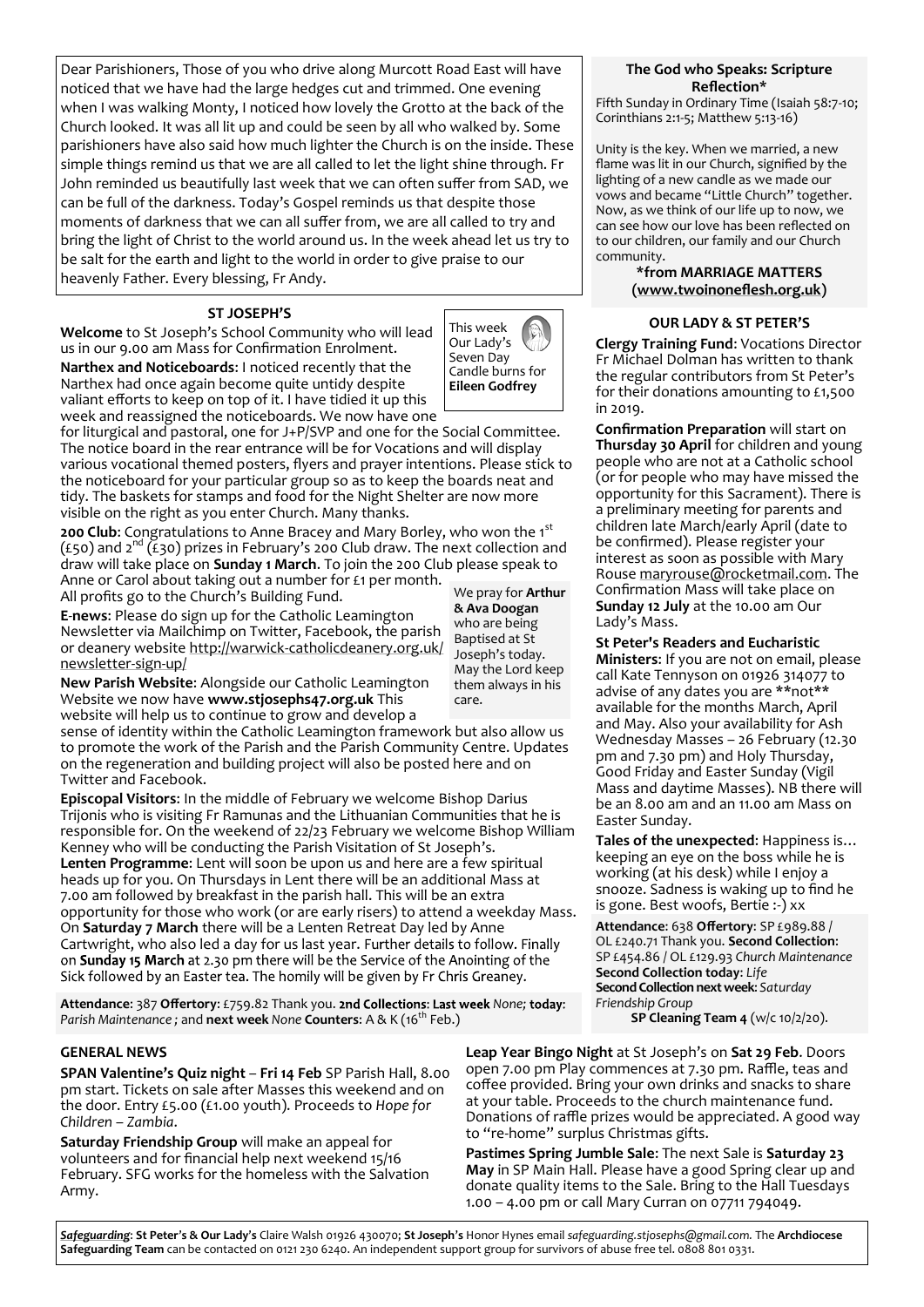Dear Parishioners, Those of you who drive along Murcott Road East will have noticed that we have had the large hedges cut and trimmed. One evening when I was walking Monty, I noticed how lovely the Grotto at the back of the Church looked. It was all lit up and could be seen by all who walked by. Some parishioners have also said how much lighter the Church is on the inside. These simple things remind us that we are all called to let the light shine through. Fr John reminded us beautifully last week that we can often suffer from SAD, we can be full of the darkness. Today's Gospel reminds us that despite those moments of darkness that we can all suffer from, we are all called to try and bring the light of Christ to the world around us. In the week ahead let us try to be salt for the earth and light to the world in order to give praise to our heavenly Father. Every blessing, Fr Andy.

### The God who Speaks: Scripture Reflection*

Fifth Sunday in Ordinary Time (Isaiah 58:7-10; Corinthians 2:1-5; Matthew 5:13-16)

Unity is the key. When we married, a new flame was lit in our Church, signified by the lighting of a new candle as we made our vows and became "Little Church" together. Now, as we think of our life up to now, we can see how our love has been reflected on to our children, our family and our Church community.

**\*from MARRIAGE MATTERS (www.twoinoneflesh.org.uk)**

## ST JOSEPH'S

**Welcome** to St Joseph's School Community who will lead us in our 9.00 am Mass for Confirmation Enrolment.

This week Our Lady's Seven Day Candle burns for **Eileen Godfrey**

**Narthex and Noticeboards**: I noticed recently that the Narthex had once again become quite untidy despite valiant efforts to keep on top of it. I have tidied it up this week and reassigned the noticeboards. We now have one for liturgical and pastoral, one for J+P/SVP and one for the Social Committee. The notice board in the rear entrance will be for Vocations and will display various vocational themed posters, flyers and prayer intentions. Please stick to the noticeboard for your particular group so as to keep the boards neat and tidy. The baskets for stamps and food for the Night Shelter are now more visible on the right as you enter Church. Many thanks.

**200 Club**: Congratulations to Anne Bracey and Mary Borley, who won the 1st (£50) and 2nd (£30) prizes in February's 200 Club draw. The next collection and draw will take place on **Sunday 1 March**. To join the 200 Club please speak to Anne or Carol about taking out a number for £1 per month. All profits go to the Church's Building Fund.

We pray for **Arthur & Ava Doogan** who are being Baptised at St Joseph's today. May the Lord keep them always in his care.

**E-news**: Please do sign up for the Catholic Leamington Newsletter via Mailchimp on Twitter, Facebook, the parish or deanery website http://warwick-catholicdeanery.org.uk/newsletter-sign-up/

**New Parish Website**: Alongside our Catholic Leamington Website we now have **www.stjosephs47.org.uk** This website will help us to continue to grow and develop a sense of identity within the Catholic Leamington framework but also allow us to promote the work of the Parish and the Parish Community Centre. Updates on the regeneration and building project will also be posted here and on Twitter and Facebook.

**Episcopal Visitors**: In the middle of February we welcome Bishop Darius Trijonis who is visiting Fr Ramunas and the Lithuanian Communities that he is responsible for. On the weekend of 22/23 February we welcome Bishop William Kenney who will be conducting the Parish Visitation of St Joseph's.

**Lenten Programme**: Lent will soon be upon us and here are a few spiritual heads up for you. On Thursdays in Lent there will be an additional Mass at 7.00 am followed by breakfast in the parish hall. This will be an extra opportunity for those who work (or are early risers) to attend a weekday Mass. On **Saturday 7 March** there will be a Lenten Retreat Day led by Anne Cartwright, who also led a day for us last year. Further details to follow. Finally on **Sunday 15 March** at 2.30 pm there will be the Service of the Anointing of the Sick followed by an Easter tea. The homily will be given by Fr Chris Greaney.

**Attendance**: 387 **Offertory**: £759.82 Thank you. **2nd Collections**: **Last week** *None;* **today**: *Parish Maintenance ;* and **next week** *None* **Counters**: A & K (16th Feb.)

## OUR LADY & ST PETER'S

**Clergy Training Fund**: Vocations Director Fr Michael Dolman has written to thank the regular contributors from St Peter's for their donations amounting to £1,500 in 2019.

**Confirmation Preparation** will start on **Thursday 30 April** for children and young people who are not at a Catholic school (or for people who may have missed the opportunity for this Sacrament). There is a preliminary meeting for parents and children late March/early April (date to be confirmed). Please register your interest as soon as possible with Mary Rouse maryrouse@rocketmail.com. The Confirmation Mass will take place on **Sunday 12 July** at the 10.00 am Our Lady's Mass.

**St Peter's Readers and Eucharistic Ministers**: If you are not on email, please call Kate Tennyson on 01926 314077 to advise of any dates you are **not** available for the months March, April and May. Also your availability for Ash Wednesday Masses – 26 February (12.30 pm and 7.30 pm) and Holy Thursday, Good Friday and Easter Sunday (Vigil Mass and daytime Masses). NB there will be an 8.00 am and an 11.00 am Mass on Easter Sunday.

**Tales of the unexpected**: Happiness is… keeping an eye on the boss while he is working (at his desk) while I enjoy a snooze. Sadness is waking up to find he is gone. Best woofs, Bertie :-) xx

**Attendance**: 638 **Offertory**: SP £989.88 / OL £240.71 Thank you. **Second Collection**: SP £454.86 / OL £129.93 *Church Maintenance* **Second Collection today**: *Life* **Second Collection next week**: *Saturday Friendship Group*

**SP Cleaning Team 4** (w/c 10/2/20).

## GENERAL NEWS

**SPAN Valentine's Quiz night** – **Fri 14 Feb** SP Parish Hall, 8.00 pm start. Tickets on sale after Masses this weekend and on the door. Entry £5.00 (£1.00 youth). Proceeds to *Hope for Children – Zambia*.

**Saturday Friendship Group** will make an appeal for volunteers and for financial help next weekend 15/16 February. SFG works for the homeless with the Salvation Army.

**Leap Year Bingo Night** at St Joseph's on **Sat 29 Feb**. Doors open 7.00 pm Play commences at 7.30 pm. Raffle, teas and coffee provided. Bring your own drinks and snacks to share at your table. Proceeds to the church maintenance fund. Donations of raffle prizes would be appreciated. A good way to "re-home" surplus Christmas gifts.

**Pastimes Spring Jumble Sale**: The next Sale is **Saturday 23 May** in SP Main Hall. Please have a good Spring clear up and donate quality items to the Sale. Bring to the Hall Tuesdays 1.00 – 4.00 pm or call Mary Curran on 07711 794049.

***Safeguarding***: **St Peter's & Our Lady's** Claire Walsh 01926 430070; **St Joseph's** Honor Hynes email *safeguarding.stjosephs@gmail.com.* The **Archdiocese Safeguarding Team** can be contacted on 0121 230 6240. An independent support group for survivors of abuse free tel. 0808 801 0331.